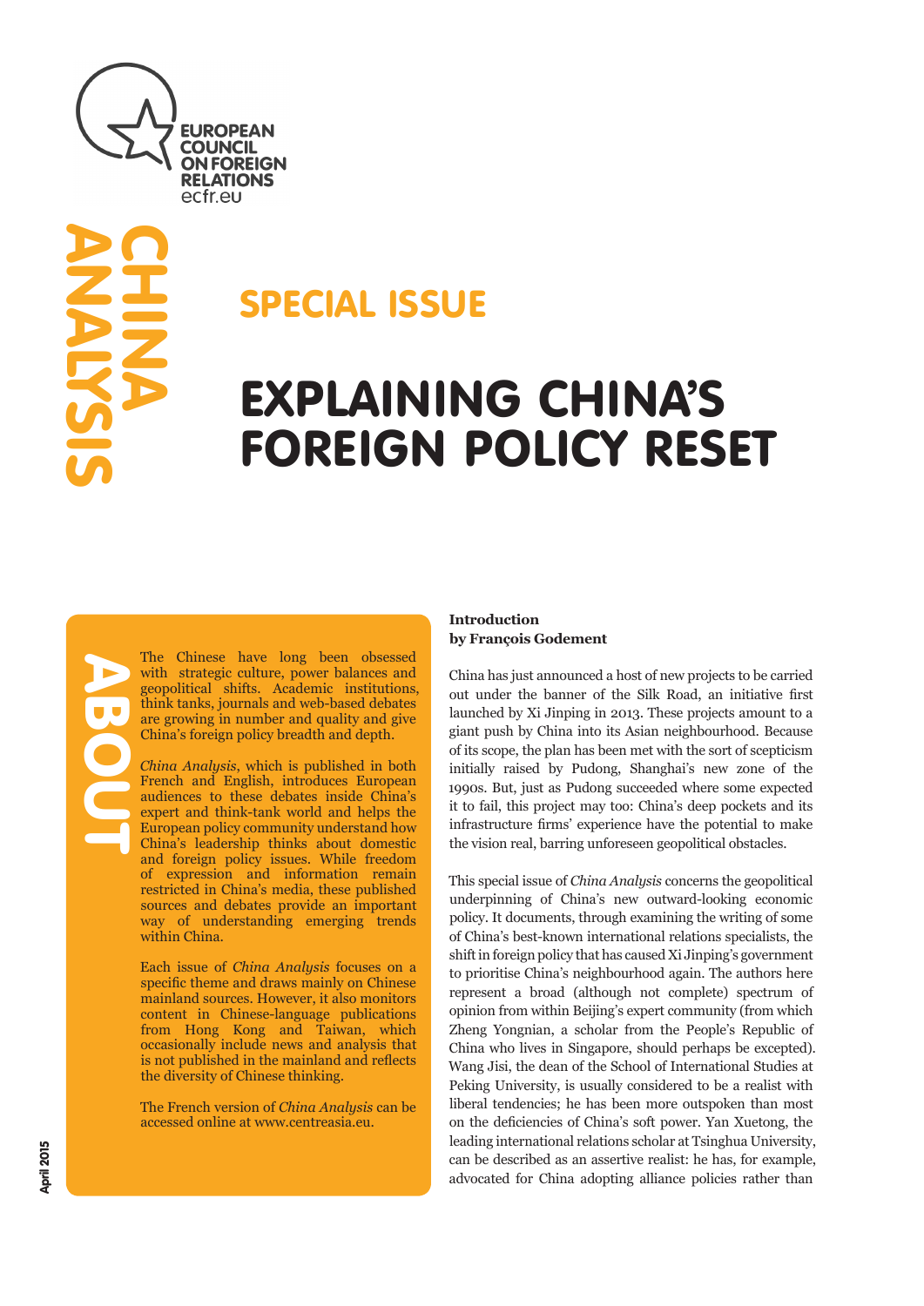EUROPEAN COUNCIL ON FOREIGN RELATIONS
ecfr.eu

CHINA ANALYSIS

## SPECIAL ISSUE

# EXPLAINING CHINA'S FOREIGN POLICY RESET

## ABOUT

The Chinese have long been obsessed with strategic culture, power balances and geopolitical shifts. Academic institutions, think tanks, journals and web-based debates are growing in number and quality and give China's foreign policy breadth and depth.

*China Analysis*, which is published in both French and English, introduces European audiences to these debates inside China's expert and think-tank world and helps the European policy community understand how China's leadership thinks about domestic and foreign policy issues. While freedom of expression and information remain restricted in China's media, these published sources and debates provide an important way of understanding emerging trends within China.

Each issue of *China Analysis* focuses on a specific theme and draws mainly on Chinese mainland sources. However, it also monitors content in Chinese-language publications from Hong Kong and Taiwan, which occasionally include news and analysis that is not published in the mainland and reflects the diversity of Chinese thinking.

The French version of *China Analysis* can be accessed online at www.centreasia.eu.

April 2015

**Introduction**
**by François Godement**

China has just announced a host of new projects to be carried out under the banner of the Silk Road, an initiative first launched by Xi Jinping in 2013. These projects amount to a giant push by China into its Asian neighbourhood. Because of its scope, the plan has been met with the sort of scepticism initially raised by Pudong, Shanghai's new zone of the 1990s. But, just as Pudong succeeded where some expected it to fail, this project may too: China's deep pockets and its infrastructure firms' experience have the potential to make the vision real, barring unforeseen geopolitical obstacles.

This special issue of *China Analysis* concerns the geopolitical underpinning of China's new outward-looking economic policy. It documents, through examining the writing of some of China's best-known international relations specialists, the shift in foreign policy that has caused Xi Jinping's government to prioritise China's neighbourhood again. The authors here represent a broad (although not complete) spectrum of opinion from within Beijing's expert community (from which Zheng Yongnian, a scholar from the People's Republic of China who lives in Singapore, should perhaps be excepted). Wang Jisi, the dean of the School of International Studies at Peking University, is usually considered to be a realist with liberal tendencies; he has been more outspoken than most on the deficiencies of China's soft power. Yan Xuetong, the leading international relations scholar at Tsinghua University, can be described as an assertive realist: he has, for example, advocated for China adopting alliance policies rather than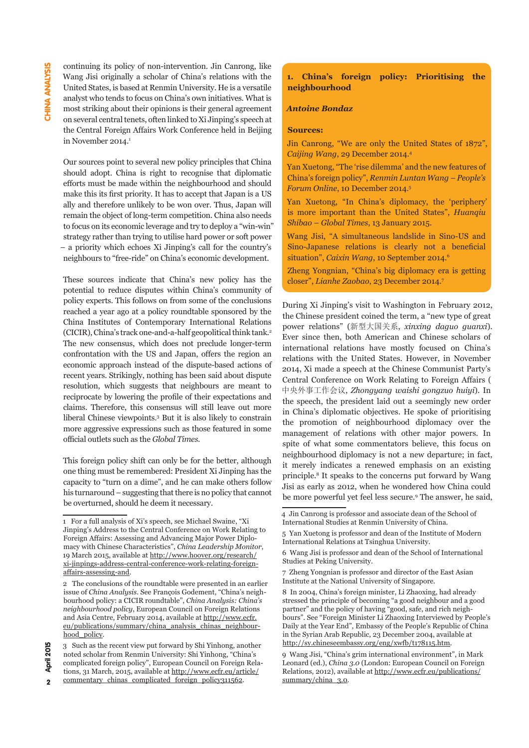continuing its policy of non-intervention. Jin Canrong, like Wang Jisi originally a scholar of China's relations with the United States, is based at Renmin University. He is a versatile analyst who tends to focus on China's own initiatives. What is most striking about their opinions is their general agreement on several central tenets, often linked to Xi Jinping's speech at the Central Foreign Affairs Work Conference held in Beijing in November 2014.[1]

Our sources point to several new policy principles that China should adopt. China is right to recognise that diplomatic efforts must be made within the neighbourhood and should make this its first priority. It has to accept that Japan is a US ally and therefore unlikely to be won over. Thus, Japan will remain the object of long-term competition. China also needs to focus on its economic leverage and try to deploy a "win-win" strategy rather than trying to utilise hard power or soft power – a priority which echoes Xi Jinping's call for the country's neighbours to "free-ride" on China's economic development.

These sources indicate that China's new policy has the potential to reduce disputes within China's community of policy experts. This follows on from some of the conclusions reached a year ago at a policy roundtable sponsored by the China Institutes of Contemporary International Relations (CICIR), China's track one-and-a-half geopolitical think tank.[2] The new consensus, which does not preclude longer-term confrontation with the US and Japan, offers the region an economic approach instead of the dispute-based actions of recent years. Strikingly, nothing has been said about dispute resolution, which suggests that neighbours are meant to reciprocate by lowering the profile of their expectations and claims. Therefore, this consensus will still leave out more liberal Chinese viewpoints.[3] But it is also likely to constrain more aggressive expressions such as those featured in some official outlets such as the *Global Times*.

This foreign policy shift can only be for the better, although one thing must be remembered: President Xi Jinping has the capacity to "turn on a dime", and he can make others follow his turnaround – suggesting that there is no policy that cannot be overturned, should he deem it necessary.

## 1. China's foreign policy: Prioritising the neighbourhood

***Antoine Bondaz***

**Sources:**

Jin Canrong, "We are only the United States of 1872", *Caijing Wang*, 29 December 2014.[4]

Yan Xuetong, "The 'rise dilemma' and the new features of China's foreign policy", *Renmin Luntan Wang – People's Forum Online*, 10 December 2014.[5]

Yan Xuetong, "In China's diplomacy, the 'periphery' is more important than the United States", *Huanqiu Shibao – Global Times*, 13 January 2015.

Wang Jisi, "A simultaneous landslide in Sino-US and Sino-Japanese relations is clearly not a beneficial situation", *Caixin Wang*, 10 September 2014.[6]

Zheng Yongnian, "China's big diplomacy era is getting closer", *Lianhe Zaobao*, 23 December 2014.[7]

During Xi Jinping's visit to Washington in February 2012, the Chinese president coined the term, a "new type of great power relations" (新型大国关系, *xinxing daguo guanxi*). Ever since then, both American and Chinese scholars of international relations have mostly focused on China's relations with the United States. However, in November 2014, Xi made a speech at the Chinese Communist Party's Central Conference on Work Relating to Foreign Affairs (中央外事工作会议, *Zhongyang waishi gongzuo huiyi*). In the speech, the president laid out a seemingly new order in China's diplomatic objectives. He spoke of prioritising the promotion of neighbourhood diplomacy over the management of relations with other major powers. In spite of what some commentators believe, this focus on neighbourhood diplomacy is not a new departure; in fact, it merely indicates a renewed emphasis on an existing principle.[8] It speaks to the concerns put forward by Wang Jisi as early as 2012, when he wondered how China could be more powerful yet feel less secure.[9] The answer, he said,

---

1 For a full analysis of Xi's speech, see Michael Swaine, "Xi Jinping's Address to the Central Conference on Work Relating to Foreign Affairs: Assessing and Advancing Major Power Diplomacy with Chinese Characteristics", *China Leadership Monitor*, 19 March 2015, available at http://www.hoover.org/research/xi-jinpings-address-central-conference-work-relating-foreign-affairs-assessing-and.

2 The conclusions of the roundtable were presented in an earlier issue of *China Analysis*. See François Godement, "China's neighbourhood policy: a CICIR roundtable", *China Analysis: China's neighbourhood policy*, European Council on Foreign Relations and Asia Centre, February 2014, available at http://www.ecfr.eu/publications/summary/china_analysis_chinas_neighbourhood_policy.

3 Such as the recent view put forward by Shi Yinhong, another noted scholar from Renmin University: Shi Yinhong, "China's complicated foreign policy", European Council on Foreign Relations, 31 March, 2015, available at http://www.ecfr.eu/article/commentary_chinas_complicated_foreign_policy311562.

4 Jin Canrong is professor and associate dean of the School of International Studies at Renmin University of China.

5 Yan Xuetong is professor and dean of the Institute of Modern International Relations at Tsinghua University.

6 Wang Jisi is professor and dean of the School of International Studies at Peking University.

7 Zheng Yongnian is professor and director of the East Asian Institute at the National University of Singapore.

8 In 2004, China's foreign minister, Li Zhaoxing, had already stressed the principle of becoming "a good neighbour and a good partner" and the policy of having "good, safe, and rich neighbours". See "Foreign Minister Li Zhaoxing Interviewed by People's Daily at the Year End", Embassy of the People's Republic of China in the Syrian Arab Republic, 23 December 2004, available at http://sy.chineseembassy.org/eng/xwfb/t178115.htm.

9 Wang Jisi, "China's grim international environment", in Mark Leonard (ed.), *China 3.0* (London: European Council on Foreign Relations, 2012), available at http://www.ecfr.eu/publications/summary/china_3.0.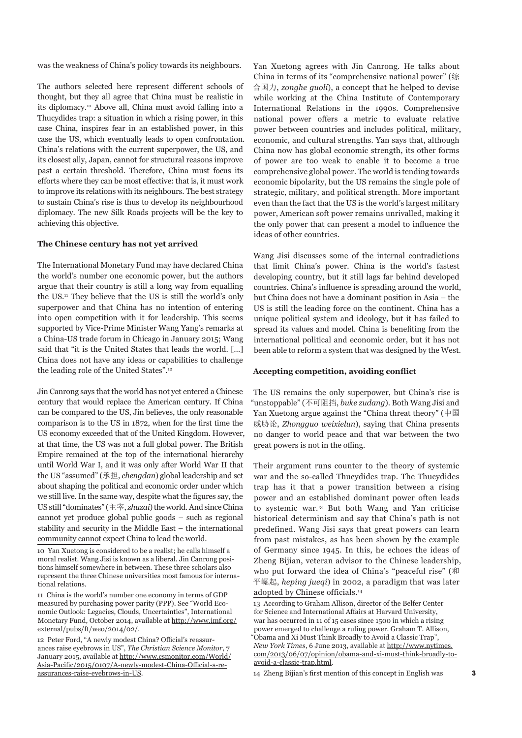was the weakness of China's policy towards its neighbours.

The authors selected here represent different schools of thought, but they all agree that China must be realistic in its diplomacy.[10] Above all, China must avoid falling into a Thucydides trap: a situation in which a rising power, in this case China, inspires fear in an established power, in this case the US, which eventually leads to open confrontation. China's relations with the current superpower, the US, and its closest ally, Japan, cannot for structural reasons improve past a certain threshold. Therefore, China must focus its efforts where they can be most effective: that is, it must work to improve its relations with its neighbours. The best strategy to sustain China's rise is thus to develop its neighbourhood diplomacy. The new Silk Roads projects will be the key to achieving this objective.

**The Chinese century has not yet arrived**

The International Monetary Fund may have declared China the world's number one economic power, but the authors argue that their country is still a long way from equalling the US.[11] They believe that the US is still the world's only superpower and that China has no intention of entering into open competition with it for leadership. This seems supported by Vice-Prime Minister Wang Yang's remarks at a China-US trade forum in Chicago in January 2015; Wang said that "it is the United States that leads the world. […] China does not have any ideas or capabilities to challenge the leading role of the United States".[12]

Jin Canrong says that the world has not yet entered a Chinese century that would replace the American century. If China can be compared to the US, Jin believes, the only reasonable comparison is to the US in 1872, when for the first time the US economy exceeded that of the United Kingdom. However, at that time, the US was not a full global power. The British Empire remained at the top of the international hierarchy until World War I, and it was only after World War II that the US "assumed" (承担, *chengdan*) global leadership and set about shaping the political and economic order under which we still live. In the same way, despite what the figures say, the US still "dominates" (主宰, *zhuzai*) the world. And since China cannot yet produce global public goods – such as regional stability and security in the Middle East – the international community cannot expect China to lead the world.

Yan Xuetong agrees with Jin Canrong. He talks about China in terms of its "comprehensive national power" (综合国力, *zonghe guoli*), a concept that he helped to devise while working at the China Institute of Contemporary International Relations in the 1990s. Comprehensive national power offers a metric to evaluate relative power between countries and includes political, military, economic, and cultural strengths. Yan says that, although China now has global economic strength, its other forms of power are too weak to enable it to become a true comprehensive global power. The world is tending towards economic bipolarity, but the US remains the single pole of strategic, military, and political strength. More important even than the fact that the US is the world's largest military power, American soft power remains unrivalled, making it the only power that can present a model to influence the ideas of other countries.

Wang Jisi discusses some of the internal contradictions that limit China's power. China is the world's fastest developing country, but it still lags far behind developed countries. China's influence is spreading around the world, but China does not have a dominant position in Asia – the US is still the leading force on the continent. China has a unique political system and ideology, but it has failed to spread its values and model. China is benefiting from the international political and economic order, but it has not been able to reform a system that was designed by the West.

**Accepting competition, avoiding conflict**

The US remains the only superpower, but China's rise is "unstoppable" (不可阻挡, *buke zudang*). Both Wang Jisi and Yan Xuetong argue against the "China threat theory" (中国威胁论, *Zhongguo weixielun*), saying that China presents no danger to world peace and that war between the two great powers is not in the offing.

Their argument runs counter to the theory of systemic war and the so-called Thucydides trap. The Thucydides trap has it that a power transition between a rising power and an established dominant power often leads to systemic war.[13] But both Wang and Yan criticise historical determinism and say that China's path is not predefined. Wang Jisi says that great powers can learn from past mistakes, as has been shown by the example of Germany since 1945. In this, he echoes the ideas of Zheng Bijian, veteran advisor to the Chinese leadership, who put forward the idea of China's "peaceful rise" (和平崛起, *heping jueqi*) in 2002, a paradigm that was later adopted by Chinese officials.[14]

10 Yan Xuetong is considered to be a realist; he calls himself a moral realist. Wang Jisi is known as a liberal. Jin Canrong positions himself somewhere in between. These three scholars also represent the three Chinese universities most famous for international relations.

11 China is the world's number one economy in terms of GDP measured by purchasing power parity (PPP). See "World Economic Outlook: Legacies, Clouds, Uncertainties", International Monetary Fund, October 2014, available at http://www.imf.org/external/pubs/ft/weo/2014/02/.

12 Peter Ford, "A newly modest China? Official's reassurances raise eyebrows in US", *The Christian Science Monitor*, 7 January 2015, available at http://www.csmonitor.com/World/Asia-Pacific/2015/0107/A-newly-modest-China-Official-s-reassurances-raise-eyebrows-in-US.

13 According to Graham Allison, director of the Belfer Center for Science and International Affairs at Harvard University, war has occurred in 11 of 15 cases since 1500 in which a rising power emerged to challenge a ruling power. Graham T. Allison, "Obama and Xi Must Think Broadly to Avoid a Classic Trap", *New York Times*, 6 June 2013, available at http://www.nytimes.com/2013/06/07/opinion/obama-and-xi-must-think-broadly-to-avoid-a-classic-trap.html.

14 Zheng Bijian's first mention of this concept in English was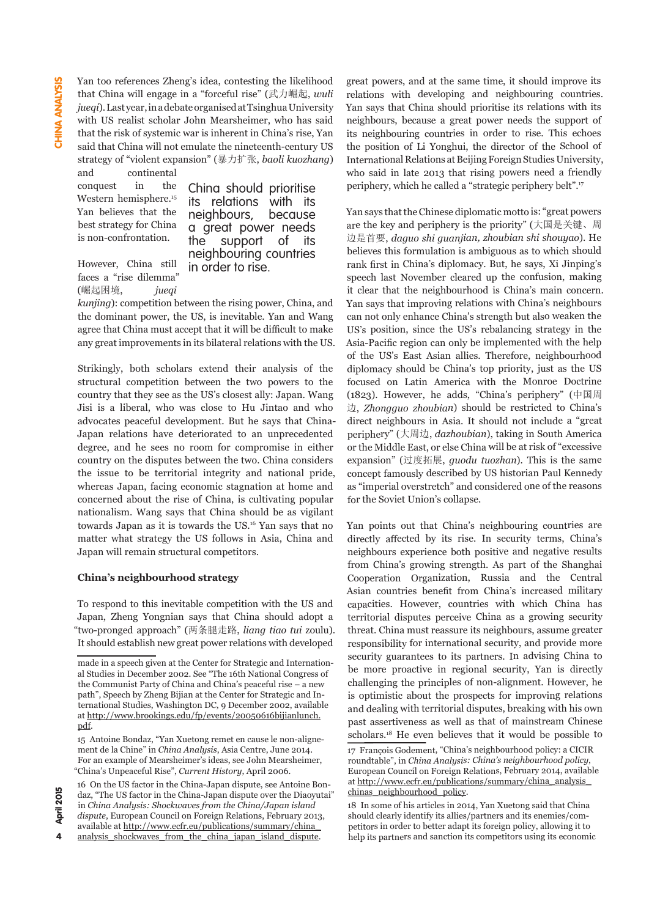Yan too references Zheng's idea, contesting the likelihood that China will engage in a "forceful rise" (武力崛起, *wuli jueqi*). Last year, in a debate organised at Tsinghua University with US realist scholar John Mearsheimer, who has said that the risk of systemic war is inherent in China's rise, Yan said that China will not emulate the nineteenth-century US strategy of "violent expansion" (暴力扩张, *baoli kuozhang*) and continental conquest in the Western hemisphere.[15] Yan believes that the best strategy for China is non-confrontation.

However, China still faces a "rise dilemma" (崛起困境, *jueqi kunjing*): competition between the rising power, China, and the dominant power, the US, is inevitable. Yan and Wang agree that China must accept that it will be difficult to make any great improvements in its bilateral relations with the US.

Strikingly, both scholars extend their analysis of the structural competition between the two powers to the country that they see as the US's closest ally: Japan. Wang Jisi is a liberal, who was close to Hu Jintao and who advocates peaceful development. But he says that China-Japan relations have deteriorated to an unprecedented degree, and he sees no room for compromise in either country on the disputes between the two. China considers the issue to be territorial integrity and national pride, whereas Japan, facing economic stagnation at home and concerned about the rise of China, is cultivating popular nationalism. Wang says that China should be as vigilant towards Japan as it is towards the US.[16] Yan says that no matter what strategy the US follows in Asia, China and Japan will remain structural competitors.

### China's neighbourhood strategy

To respond to this inevitable competition with the US and Japan, Zheng Yongnian says that China should adopt a "two-pronged approach" (两条腿走路, *liang tiao tui* zoulu). It should establish new great power relations with developed great powers, and at the same time, it should improve its relations with developing and neighbouring countries. Yan says that China should prioritise its relations with its neighbours, because a great power needs the support of its neighbouring countries in order to rise. This echoes the position of Li Yonghui, the director of the School of International Relations at Beijing Foreign Studies University, who said in late 2013 that rising powers need a friendly periphery, which he called a "strategic periphery belt".[17]

> China should prioritise its relations with its neighbours, because a great power needs the support of its neighbouring countries in order to rise.

Yan says that the Chinese diplomatic motto is: "great powers are the key and periphery is the priority" (大国是关键、周边是首要, *daguo shi guanjian, zhoubian shi shouyao*). He believes this formulation is ambiguous as to which should rank first in China's diplomacy. But, he says, Xi Jinping's speech last November cleared up the confusion, making it clear that the neighbourhood is China's main concern. Yan says that improving relations with China's neighbours can not only enhance China's strength but also weaken the US's position, since the US's rebalancing strategy in the Asia-Pacific region can only be implemented with the help of the US's East Asian allies. Therefore, neighbourhood diplomacy should be China's top priority, just as the US focused on Latin America with the Monroe Doctrine (1823). However, he adds, "China's periphery" (中国周边, *Zhongguo zhoubian*) should be restricted to China's direct neighbours in Asia. It should not include a "great periphery" (大周边, *dazhoubian*), taking in South America or the Middle East, or else China will be at risk of "excessive expansion" (过度拓展, *guodu tuozhan*). This is the same concept famously described by US historian Paul Kennedy as "imperial overstretch" and considered one of the reasons for the Soviet Union's collapse.

Yan points out that China's neighbouring countries are directly affected by its rise. In security terms, China's neighbours experience both positive and negative results from China's growing strength. As part of the Shanghai Cooperation Organization, Russia and the Central Asian countries benefit from China's increased military capacities. However, countries with which China has territorial disputes perceive China as a growing security threat. China must reassure its neighbours, assume greater responsibility for international security, and provide more security guarantees to its partners. In advising China to be more proactive in regional security, Yan is directly challenging the principles of non-alignment. However, he is optimistic about the prospects for improving relations and dealing with territorial disputes, breaking with his own past assertiveness as well as that of mainstream Chinese scholars.[18] He even believes that it would be possible to

---

made in a speech given at the Center for Strategic and International Studies in December 2002. See "The 16th National Congress of the Communist Party of China and China's peaceful rise – a new path", Speech by Zheng Bijian at the Center for Strategic and International Studies, Washington DC, 9 December 2002, available at http://www.brookings.edu/fp/events/20050616bijianlunch.pdf.

15 Antoine Bondaz, "Yan Xuetong remet en cause le non-alignement de la Chine" in *China Analysis*, Asia Centre, June 2014. For an example of Mearsheimer's ideas, see John Mearsheimer, "China's Unpeaceful Rise", *Current History*, April 2006.

16 On the US factor in the China-Japan dispute, see Antoine Bondaz, "The US factor in the China-Japan dispute over the Diaoyutai" in *China Analysis: Shockwaves from the China/Japan island dispute*, European Council on Foreign Relations, February 2013, available at http://www.ecfr.eu/publications/summary/china_analysis_shockwaves_from_the_china_japan_island_dispute.

17 François Godement, "China's neighbourhood policy: a CICIR roundtable", in *China Analysis: China's neighbourhood policy*, European Council on Foreign Relations, February 2014, available at http://www.ecfr.eu/publications/summary/china_analysis_chinas_neighbourhood_policy.

18 In some of his articles in 2014, Yan Xuetong said that China should clearly identify its allies/partners and its enemies/competitors in order to better adapt its foreign policy, allowing it to help its partners and sanction its competitors using its economic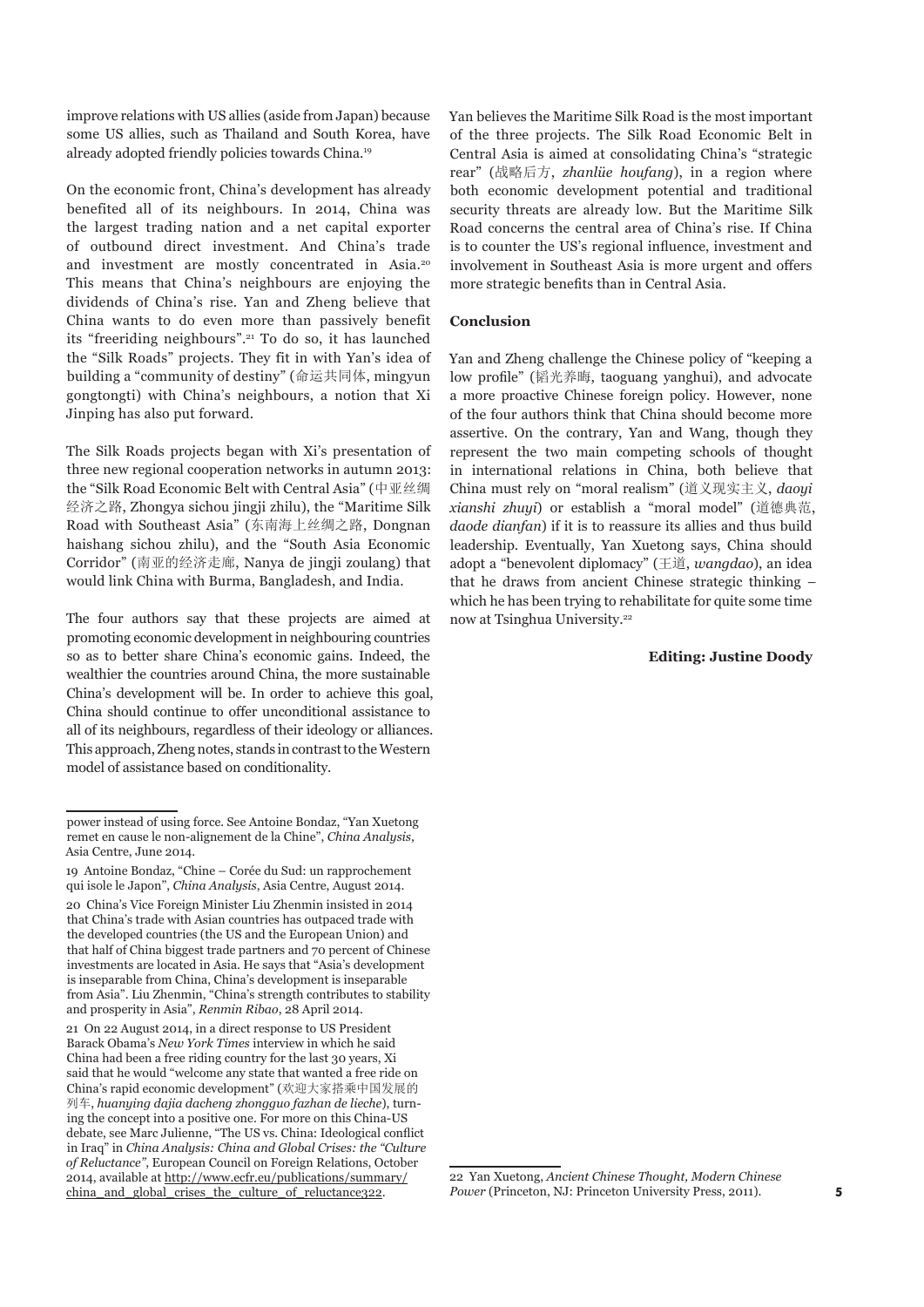improve relations with US allies (aside from Japan) because some US allies, such as Thailand and South Korea, have already adopted friendly policies towards China.[19]

On the economic front, China's development has already benefited all of its neighbours. In 2014, China was the largest trading nation and a net capital exporter of outbound direct investment. And China's trade and investment are mostly concentrated in Asia.[20] This means that China's neighbours are enjoying the dividends of China's rise. Yan and Zheng believe that China wants to do even more than passively benefit its "freeriding neighbours".[21] To do so, it has launched the "Silk Roads" projects. They fit in with Yan's idea of building a "community of destiny" (命运共同体, mingyun gongtongti) with China's neighbours, a notion that Xi Jinping has also put forward.

The Silk Roads projects began with Xi's presentation of three new regional cooperation networks in autumn 2013: the "Silk Road Economic Belt with Central Asia" (中亚丝绸经济之路, Zhongya sichou jingji zhilu), the "Maritime Silk Road with Southeast Asia" (东南海上丝绸之路, Dongnan haishang sichou zhilu), and the "South Asia Economic Corridor" (南亚的经济走廊, Nanya de jingji zoulang) that would link China with Burma, Bangladesh, and India.

The four authors say that these projects are aimed at promoting economic development in neighbouring countries so as to better share China's economic gains. Indeed, the wealthier the countries around China, the more sustainable China's development will be. In order to achieve this goal, China should continue to offer unconditional assistance to all of its neighbours, regardless of their ideology or alliances. This approach, Zheng notes, stands in contrast to the Western model of assistance based on conditionality.

Yan believes the Maritime Silk Road is the most important of the three projects. The Silk Road Economic Belt in Central Asia is aimed at consolidating China's "strategic rear" (战略后方, *zhanlüe houfang*), in a region where both economic development potential and traditional security threats are already low. But the Maritime Silk Road concerns the central area of China's rise. If China is to counter the US's regional influence, investment and involvement in Southeast Asia is more urgent and offers more strategic benefits than in Central Asia.

**Conclusion**

Yan and Zheng challenge the Chinese policy of "keeping a low profile" (韬光养晦, taoguang yanghui), and advocate a more proactive Chinese foreign policy. However, none of the four authors think that China should become more assertive. On the contrary, Yan and Wang, though they represent the two main competing schools of thought in international relations in China, both believe that China must rely on "moral realism" (道义现实主义, *daoyi xianshi zhuyi*) or establish a "moral model" (道德典范, *daode dianfan*) if it is to reassure its allies and thus build leadership. Eventually, Yan Xuetong says, China should adopt a "benevolent diplomacy" (王道, *wangdao*), an idea that he draws from ancient Chinese strategic thinking – which he has been trying to rehabilitate for quite some time now at Tsinghua University.[22]

**Editing: Justine Doody**

---

power instead of using force. See Antoine Bondaz, "Yan Xuetong remet en cause le non-alignement de la Chine", *China Analysis*, Asia Centre, June 2014.

19 Antoine Bondaz, "Chine – Corée du Sud: un rapprochement qui isole le Japon", *China Analysis*, Asia Centre, August 2014.

20 China's Vice Foreign Minister Liu Zhenmin insisted in 2014 that China's trade with Asian countries has outpaced trade with the developed countries (the US and the European Union) and that half of China biggest trade partners and 70 percent of Chinese investments are located in Asia. He says that "Asia's development is inseparable from China, China's development is inseparable from Asia". Liu Zhenmin, "China's strength contributes to stability and prosperity in Asia", *Renmin Ribao*, 28 April 2014.

21 On 22 August 2014, in a direct response to US President Barack Obama's *New York Times* interview in which he said China had been a free riding country for the last 30 years, Xi said that he would "welcome any state that wanted a free ride on China's rapid economic development" (欢迎大家搭乘中国发展的列车, *huanying dajia dacheng zhongguo fazhan de lieche*), turning the concept into a positive one. For more on this China-US debate, see Marc Julienne, "The US vs. China: Ideological conflict in Iraq" in *China Analysis: China and Global Crises: the "Culture of Reluctance"*, European Council on Foreign Relations, October 2014, available at http://www.ecfr.eu/publications/summary/china_and_global_crises_the_culture_of_reluctance322.

22 Yan Xuetong, *Ancient Chinese Thought, Modern Chinese Power* (Princeton, NJ: Princeton University Press, 2011).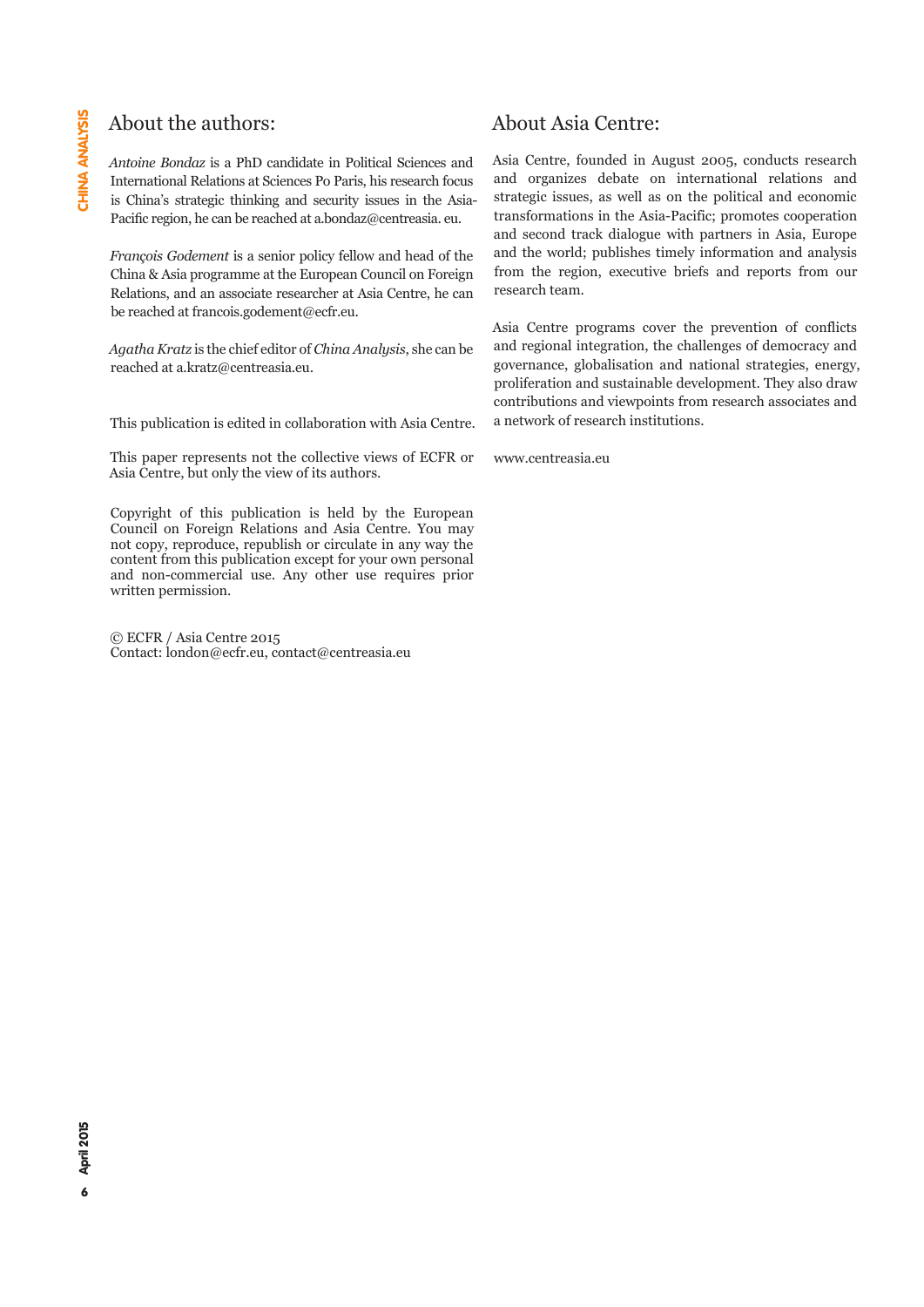## About the authors:

*Antoine Bondaz* is a PhD candidate in Political Sciences and International Relations at Sciences Po Paris, his research focus is China's strategic thinking and security issues in the Asia-Pacific region, he can be reached at a.bondaz@centreasia. eu.

*François Godement* is a senior policy fellow and head of the China & Asia programme at the European Council on Foreign Relations, and an associate researcher at Asia Centre, he can be reached at francois.godement@ecfr.eu.

*Agatha Kratz* is the chief editor of *China Analysis*, she can be reached at a.kratz@centreasia.eu.

This publication is edited in collaboration with Asia Centre.

This paper represents not the collective views of ECFR or Asia Centre, but only the view of its authors.

Copyright of this publication is held by the European Council on Foreign Relations and Asia Centre. You may not copy, reproduce, republish or circulate in any way the content from this publication except for your own personal and non-commercial use. Any other use requires prior written permission.

© ECFR / Asia Centre 2015
Contact: london@ecfr.eu, contact@centreasia.eu

## About Asia Centre:

Asia Centre, founded in August 2005, conducts research and organizes debate on international relations and strategic issues, as well as on the political and economic transformations in the Asia-Pacific; promotes cooperation and second track dialogue with partners in Asia, Europe and the world; publishes timely information and analysis from the region, executive briefs and reports from our research team.

Asia Centre programs cover the prevention of conflicts and regional integration, the challenges of democracy and governance, globalisation and national strategies, energy, proliferation and sustainable development. They also draw contributions and viewpoints from research associates and a network of research institutions.

www.centreasia.eu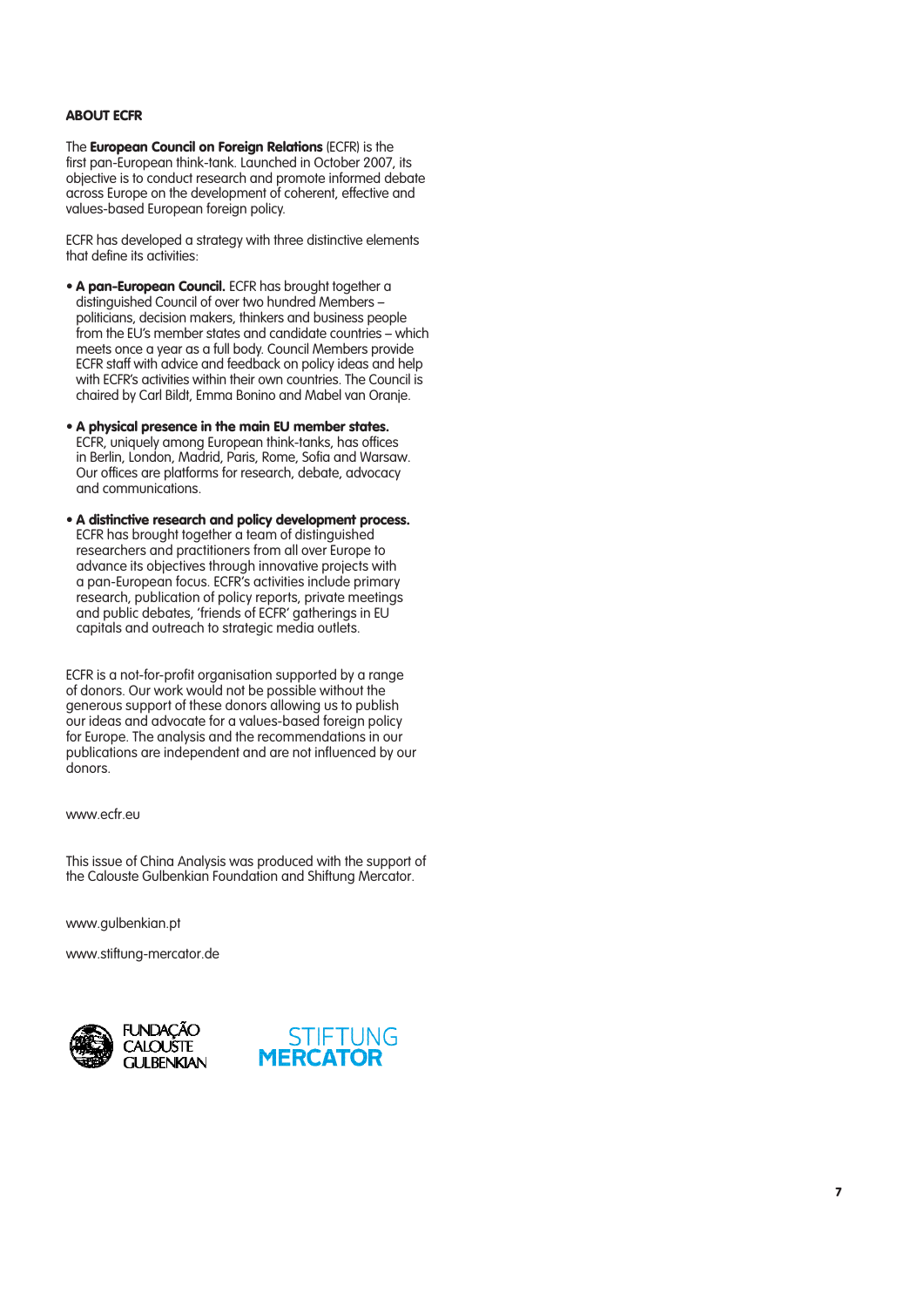**ABOUT ECFR**

The **European Council on Foreign Relations** (ECFR) is the first pan-European think-tank. Launched in October 2007, its objective is to conduct research and promote informed debate across Europe on the development of coherent, effective and values-based European foreign policy.

ECFR has developed a strategy with three distinctive elements that define its activities:

- **A pan-European Council.** ECFR has brought together a distinguished Council of over two hundred Members – politicians, decision makers, thinkers and business people from the EU's member states and candidate countries – which meets once a year as a full body. Council Members provide ECFR staff with advice and feedback on policy ideas and help with ECFR's activities within their own countries. The Council is chaired by Carl Bildt, Emma Bonino and Mabel van Oranje.

- **A physical presence in the main EU member states.** ECFR, uniquely among European think-tanks, has offices in Berlin, London, Madrid, Paris, Rome, Sofia and Warsaw. Our offices are platforms for research, debate, advocacy and communications.

- **A distinctive research and policy development process.** ECFR has brought together a team of distinguished researchers and practitioners from all over Europe to advance its objectives through innovative projects with a pan-European focus. ECFR's activities include primary research, publication of policy reports, private meetings and public debates, 'friends of ECFR' gatherings in EU capitals and outreach to strategic media outlets.

ECFR is a not-for-profit organisation supported by a range of donors. Our work would not be possible without the generous support of these donors allowing us to publish our ideas and advocate for a values-based foreign policy for Europe. The analysis and the recommendations in our publications are independent and are not influenced by our donors.

www.ecfr.eu

This issue of China Analysis was produced with the support of the Calouste Gulbenkian Foundation and Shiftung Mercator.

www.gulbenkian.pt

www.stiftung-mercator.de

FUNDAÇÃO CALOUSTE GULBENKIAN

STIFTUNG MERCATOR